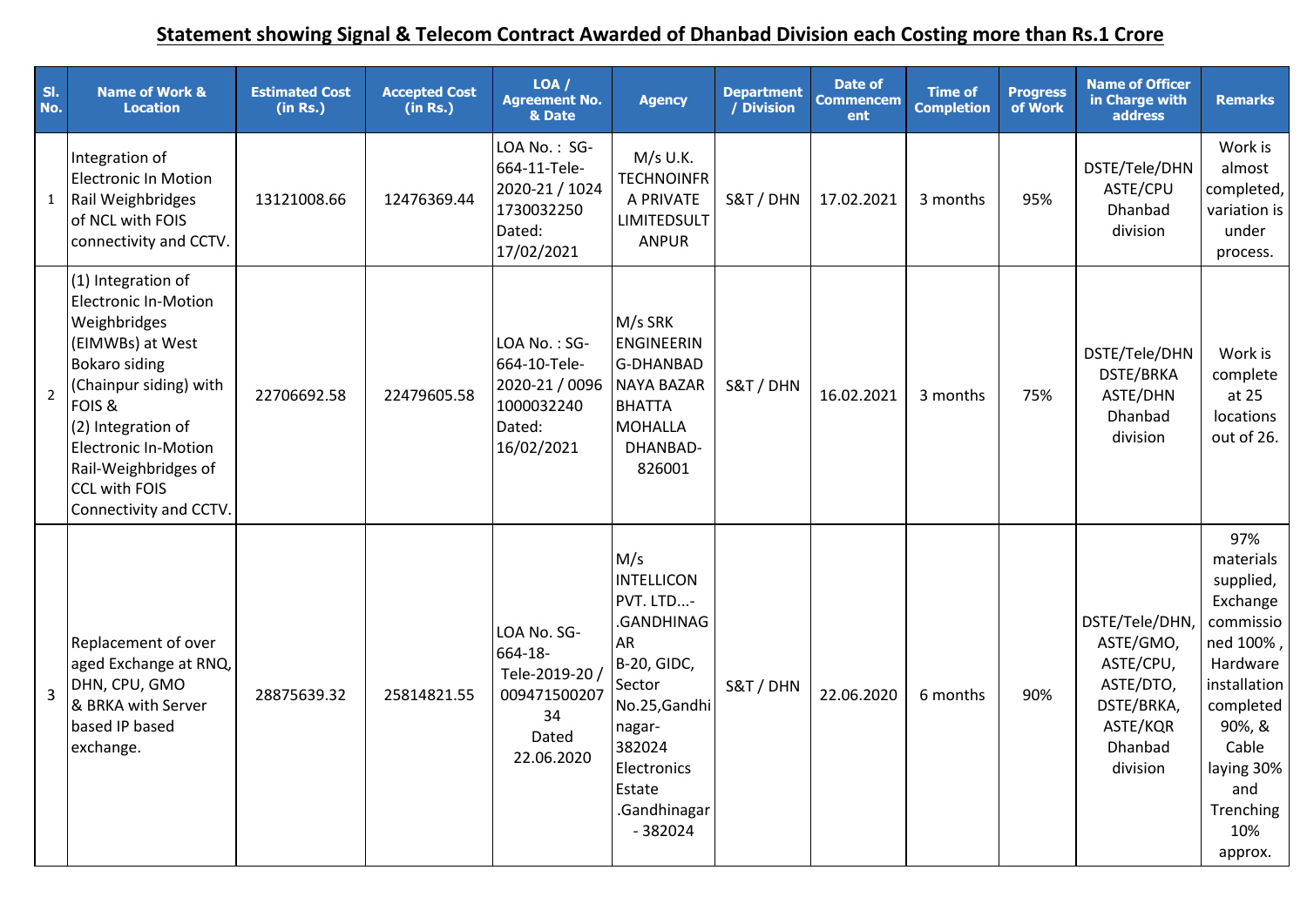## Statement showing Signal & Telecom Contract Awarded of Dhanbad Division each Costing more than Rs.1 Crore

| Sl. No. | Name of Work & Location | Estimated Cost (in Rs.) | Accepted Cost (in Rs.) | LOA / Agreement No. & Date | Agency | Department / Division | Date of Commencement | Time of Completion | Progress of Work | Name of Officer in Charge with address | Remarks |
|---|---|---|---|---|---|---|---|---|---|---|---|
| 1 | Integration of Electronic In Motion Rail Weighbridges of NCL with FOIS connectivity and CCTV. | 13121008.66 | 12476369.44 | LOA No. : SG-664-11-Tele-2020-21 / 1024 1730032250 Dated: 17/02/2021 | M/s U.K. TECHNOINFRA PRIVATE LIMITEDSULTANPUR | S&T / DHN | 17.02.2021 | 3 months | 95% | DSTE/Tele/DHN ASTE/CPU Dhanbad division | Work is almost completed, variation is under process. |
| 2 | (1) Integration of Electronic In-Motion Weighbridges (EIMWBs) at West Bokaro siding (Chainpur siding) with FOIS & (2) Integration of Electronic In-Motion Rail-Weighbridges of CCL with FOIS Connectivity and CCTV. | 22706692.58 | 22479605.58 | LOA No. : SG-664-10-Tele-2020-21 / 0096 1000032240 Dated: 16/02/2021 | M/s SRK ENGINEERING-DHANBAD NAYA BAZAR BHATTA MOHALLA DHANBAD-826001 | S&T / DHN | 16.02.2021 | 3 months | 75% | DSTE/Tele/DHN DSTE/BRKA ASTE/DHN Dhanbad division | Work is complete at 25 locations out of 26. |
| 3 | Replacement of over aged Exchange at RNQ, DHN, CPU, GMO & BRKA with Server based IP based exchange. | 28875639.32 | 25814821.55 | LOA No. SG-664-18-Tele-2019-20 / 00947150020734 Dated 22.06.2020 | M/s INTELLICON PVT. LTD...-.GANDHINAGAR B-20, GIDC, Sector No.25,Gandhinagar-382024 Electronics Estate .Gandhinagar - 382024 | S&T / DHN | 22.06.2020 | 6 months | 90% | DSTE/Tele/DHN, ASTE/GMO, ASTE/CPU, ASTE/DTO, DSTE/BRKA, ASTE/KQR Dhanbad division | 97% materials supplied, Exchange commissioned 100% , Hardware installation completed 90%, & Cable laying 30% and Trenching 10% approx. |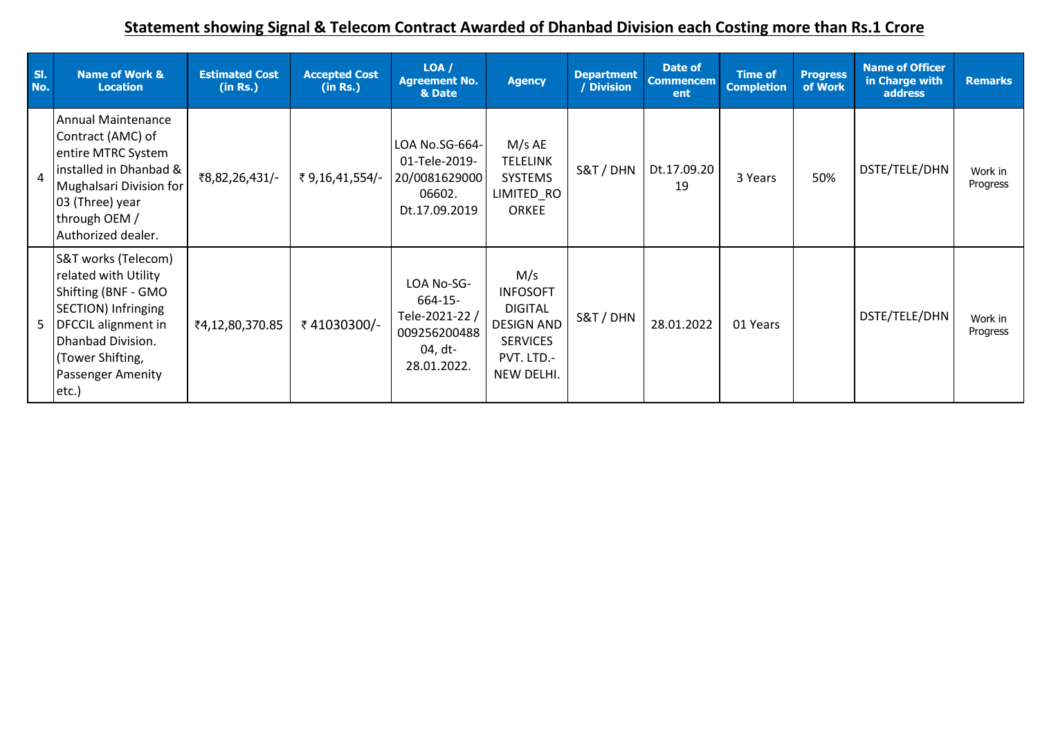## Statement showing Signal & Telecom Contract Awarded of Dhanbad Division each Costing more than Rs.1 Crore

| Sl. No. | Name of Work & Location | Estimated Cost (in Rs.) | Accepted Cost (in Rs.) | LOA / Agreement No. & Date | Agency | Department / Division | Date of Commencement | Time of Completion | Progress of Work | Name of Officer in Charge with address | Remarks |
|---|---|---|---|---|---|---|---|---|---|---|---|
| 4 | Annual Maintenance Contract (AMC) of entire MTRC System installed in Dhanbad & Mughalsari Division for 03 (Three) year through OEM / Authorized dealer. | ₹8,82,26,431/- | ₹ 9,16,41,554/- | LOA No.SG-664-01-Tele-2019-20/008162900006602. Dt.17.09.2019 | M/s AE TELELINK SYSTEMS LIMITED_ROORKEE | S&T / DHN | Dt.17.09.2019 | 3 Years | 50% | DSTE/TELE/DHN | Work in Progress |
| 5 | S&T works (Telecom) related with Utility Shifting (BNF - GMO SECTION) Infringing DFCCIL alignment in Dhanbad Division. (Tower Shifting, Passenger Amenity etc.) | ₹4,12,80,370.85 | ₹ 41030300/- | LOA No-SG-664-15-Tele-2021-22 / 00925620048804, dt-28.01.2022. | M/s INFOSOFT DIGITAL DESIGN AND SERVICES PVT. LTD.-NEW DELHI. | S&T / DHN | 28.01.2022 | 01 Years | | DSTE/TELE/DHN | Work in Progress |